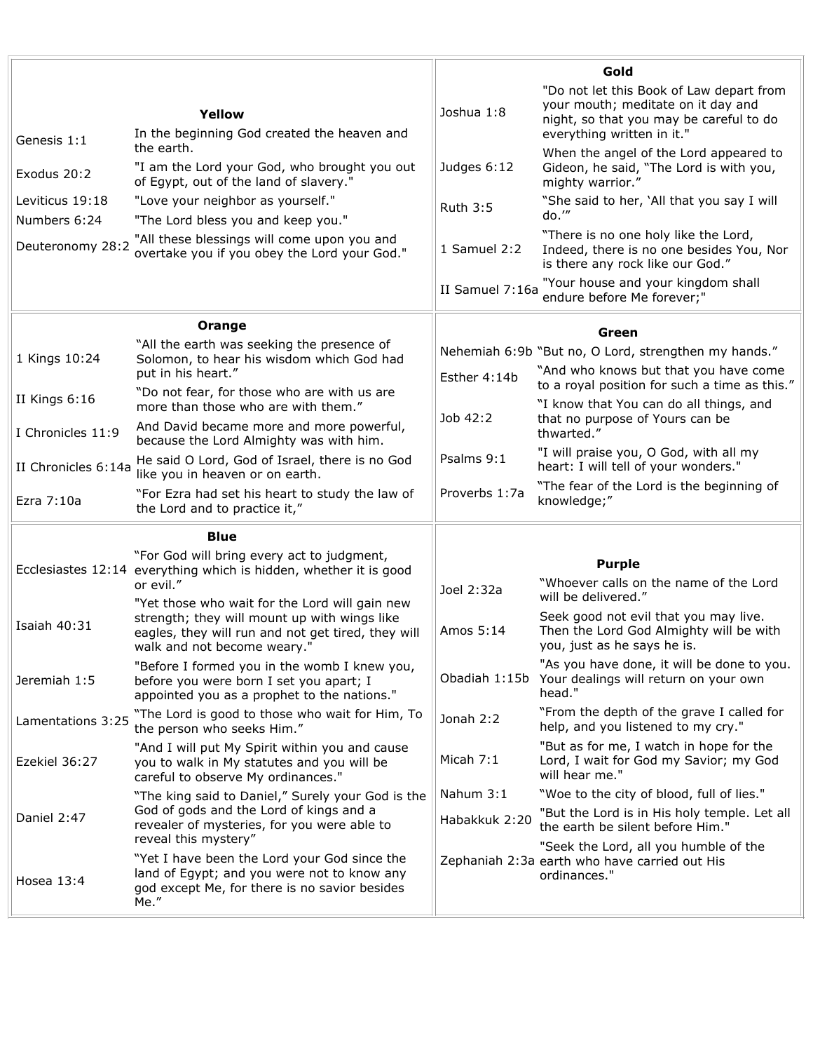### Yellow

| | |
|---|---|
| Genesis 1:1 | In the beginning God created the heaven and the earth. |
| Exodus 20:2 | "I am the Lord your God, who brought you out of Egypt, out of the land of slavery." |
| Leviticus 19:18 | "Love your neighbor as yourself." |
| Numbers 6:24 | "The Lord bless you and keep you." |
| Deuteronomy 28:2 | "All these blessings will come upon you and overtake you if you obey the Lord your God." |

### Gold

| | |
|---|---|
| Joshua 1:8 | "Do not let this Book of Law depart from your mouth; meditate on it day and night, so that you may be careful to do everything written in it." |
| Judges 6:12 | When the angel of the Lord appeared to Gideon, he said, "The Lord is with you, mighty warrior." |
| Ruth 3:5 | "She said to her, 'All that you say I will do.'" |
| 1 Samuel 2:2 | "There is no one holy like the Lord, Indeed, there is no one besides You, Nor is there any rock like our God." |
| II Samuel 7:16a | "Your house and your kingdom shall endure before Me forever;" |

### Orange

| | |
|---|---|
| 1 Kings 10:24 | "All the earth was seeking the presence of Solomon, to hear his wisdom which God had put in his heart." |
| II Kings 6:16 | "Do not fear, for those who are with us are more than those who are with them." |
| I Chronicles 11:9 | And David became more and more powerful, because the Lord Almighty was with him. |
| II Chronicles 6:14a | He said O Lord, God of Israel, there is no God like you in heaven or on earth. |
| Ezra 7:10a | "For Ezra had set his heart to study the law of the Lord and to practice it," |

### Green

| | |
|---|---|
| Nehemiah 6:9b | "But no, O Lord, strengthen my hands." |
| Esther 4:14b | "And who knows but that you have come to a royal position for such a time as this." |
| Job 42:2 | "I know that You can do all things, and that no purpose of Yours can be thwarted." |
| Psalms 9:1 | "I will praise you, O God, with all my heart: I will tell of your wonders." |
| Proverbs 1:7a | "The fear of the Lord is the beginning of knowledge;" |

### Blue

| | |
|---|---|
| Ecclesiastes 12:14 | "For God will bring every act to judgment, everything which is hidden, whether it is good or evil." |
| Isaiah 40:31 | "Yet those who wait for the Lord will gain new strength; they will mount up with wings like eagles, they will run and not get tired, they will walk and not become weary." |
| Jeremiah 1:5 | "Before I formed you in the womb I knew you, before you were born I set you apart; I appointed you as a prophet to the nations." |
| Lamentations 3:25 | "The Lord is good to those who wait for Him, To the person who seeks Him." |
| Ezekiel 36:27 | "And I will put My Spirit within you and cause you to walk in My statutes and you will be careful to observe My ordinances." |
| Daniel 2:47 | "The king said to Daniel," Surely your God is the God of gods and the Lord of kings and a revealer of mysteries, for you were able to reveal this mystery" |
| Hosea 13:4 | "Yet I have been the Lord your God since the land of Egypt; and you were not to know any god except Me, for there is no savior besides Me." |

### Purple

| | |
|---|---|
| Joel 2:32a | "Whoever calls on the name of the Lord will be delivered." |
| Amos 5:14 | Seek good not evil that you may live. Then the Lord God Almighty will be with you, just as he says he is. |
| Obadiah 1:15b | "As you have done, it will be done to you. Your dealings will return on your own head." |
| Jonah 2:2 | "From the depth of the grave I called for help, and you listened to my cry." |
| Micah 7:1 | "But as for me, I watch in hope for the Lord, I wait for God my Savior; my God will hear me." |
| Nahum 3:1 | "Woe to the city of blood, full of lies." |
| Habakkuk 2:20 | "But the Lord is in His holy temple. Let all the earth be silent before Him." |
| Zephaniah 2:3a | "Seek the Lord, all you humble of the earth who have carried out His ordinances." |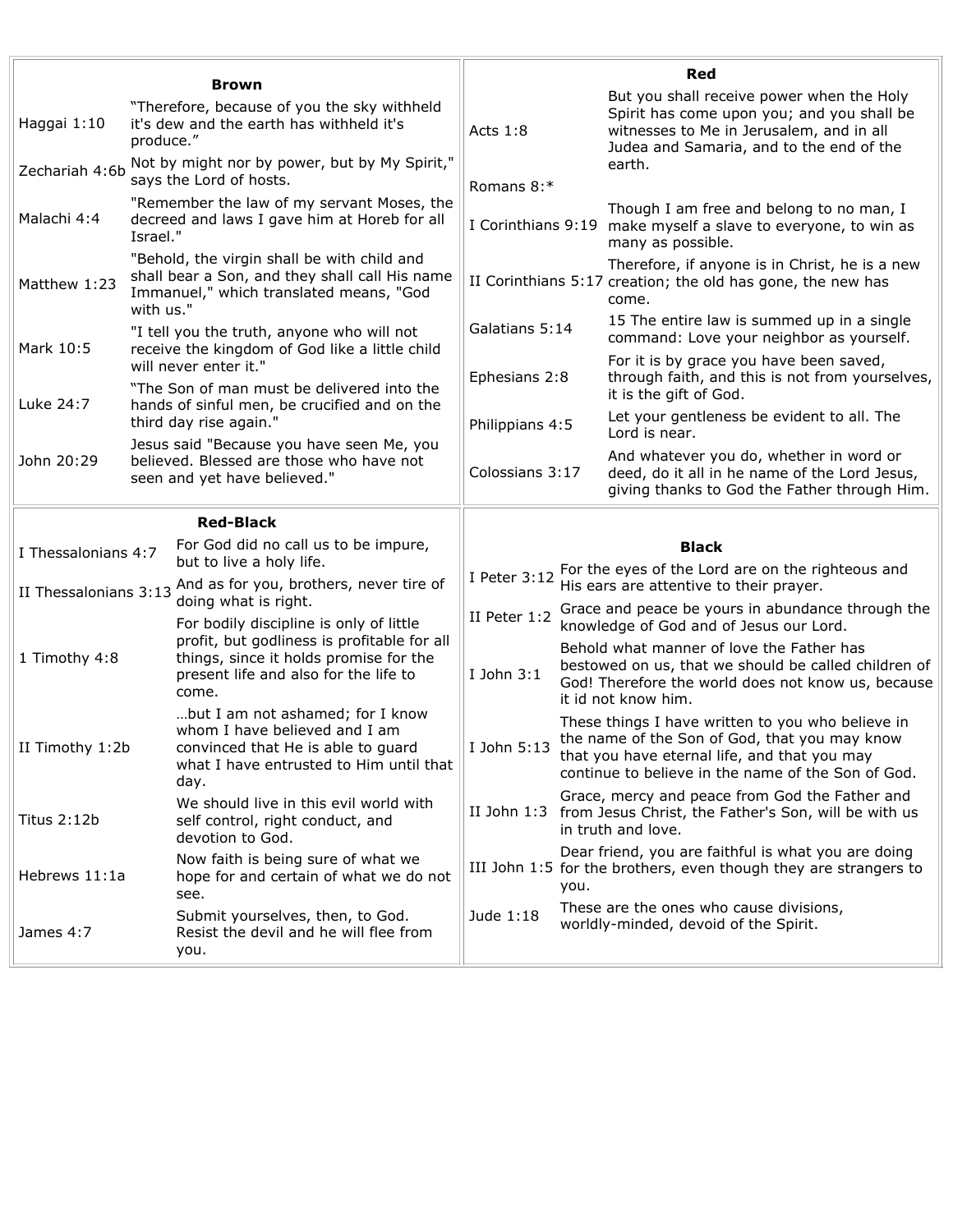**Brown**

| | |
|---|---|
| Haggai 1:10 | “Therefore, because of you the sky withheld it's dew and the earth has withheld it's produce.” |
| Zechariah 4:6b | Not by might nor by power, but by My Spirit," says the Lord of hosts. |
| Malachi 4:4 | "Remember the law of my servant Moses, the decreed and laws I gave him at Horeb for all Israel." |
| Matthew 1:23 | "Behold, the virgin shall be with child and shall bear a Son, and they shall call His name Immanuel," which translated means, "God with us." |
| Mark 10:5 | "I tell you the truth, anyone who will not receive the kingdom of God like a little child will never enter it." |
| Luke 24:7 | “The Son of man must be delivered into the hands of sinful men, be crucified and on the third day rise again." |
| John 20:29 | Jesus said "Because you have seen Me, you believed. Blessed are those who have not seen and yet have believed." |

**Red**

| | |
|---|---|
| Acts 1:8 | But you shall receive power when the Holy Spirit has come upon you; and you shall be witnesses to Me in Jerusalem, and in all Judea and Samaria, and to the end of the earth. |
| Romans 8:* | |
| I Corinthians 9:19 | Though I am free and belong to no man, I make myself a slave to everyone, to win as many as possible. |
| II Corinthians 5:17 | Therefore, if anyone is in Christ, he is a new creation; the old has gone, the new has come. |
| Galatians 5:14 | 15 The entire law is summed up in a single command: Love your neighbor as yourself. |
| Ephesians 2:8 | For it is by grace you have been saved, through faith, and this is not from yourselves, it is the gift of God. |
| Philippians 4:5 | Let your gentleness be evident to all. The Lord is near. |
| Colossians 3:17 | And whatever you do, whether in word or deed, do it all in he name of the Lord Jesus, giving thanks to God the Father through Him. |

**Red-Black**

| | |
|---|---|
| I Thessalonians 4:7 | For God did no call us to be impure, but to live a holy life. |
| II Thessalonians 3:13 | And as for you, brothers, never tire of doing what is right. |
| 1 Timothy 4:8 | For bodily discipline is only of little profit, but godliness is profitable for all things, since it holds promise for the present life and also for the life to come. |
| II Timothy 1:2b | …but I am not ashamed; for I know whom I have believed and I am convinced that He is able to guard what I have entrusted to Him until that day. |
| Titus 2:12b | We should live in this evil world with self control, right conduct, and devotion to God. |
| Hebrews 11:1a | Now faith is being sure of what we hope for and certain of what we do not see. |
| James 4:7 | Submit yourselves, then, to God. Resist the devil and he will flee from you. |

**Black**

| | |
|---|---|
| I Peter 3:12 | For the eyes of the Lord are on the righteous and His ears are attentive to their prayer. |
| II Peter 1:2 | Grace and peace be yours in abundance through the knowledge of God and of Jesus our Lord. |
| I John 3:1 | Behold what manner of love the Father has bestowed on us, that we should be called children of God! Therefore the world does not know us, because it id not know him. |
| I John 5:13 | These things I have written to you who believe in the name of the Son of God, that you may know that you have eternal life, and that you may continue to believe in the name of the Son of God. |
| II John 1:3 | Grace, mercy and peace from God the Father and from Jesus Christ, the Father's Son, will be with us in truth and love. |
| III John 1:5 | Dear friend, you are faithful is what you are doing for the brothers, even though they are strangers to you. |
| Jude 1:18 | These are the ones who cause divisions, worldly-minded, devoid of the Spirit. |